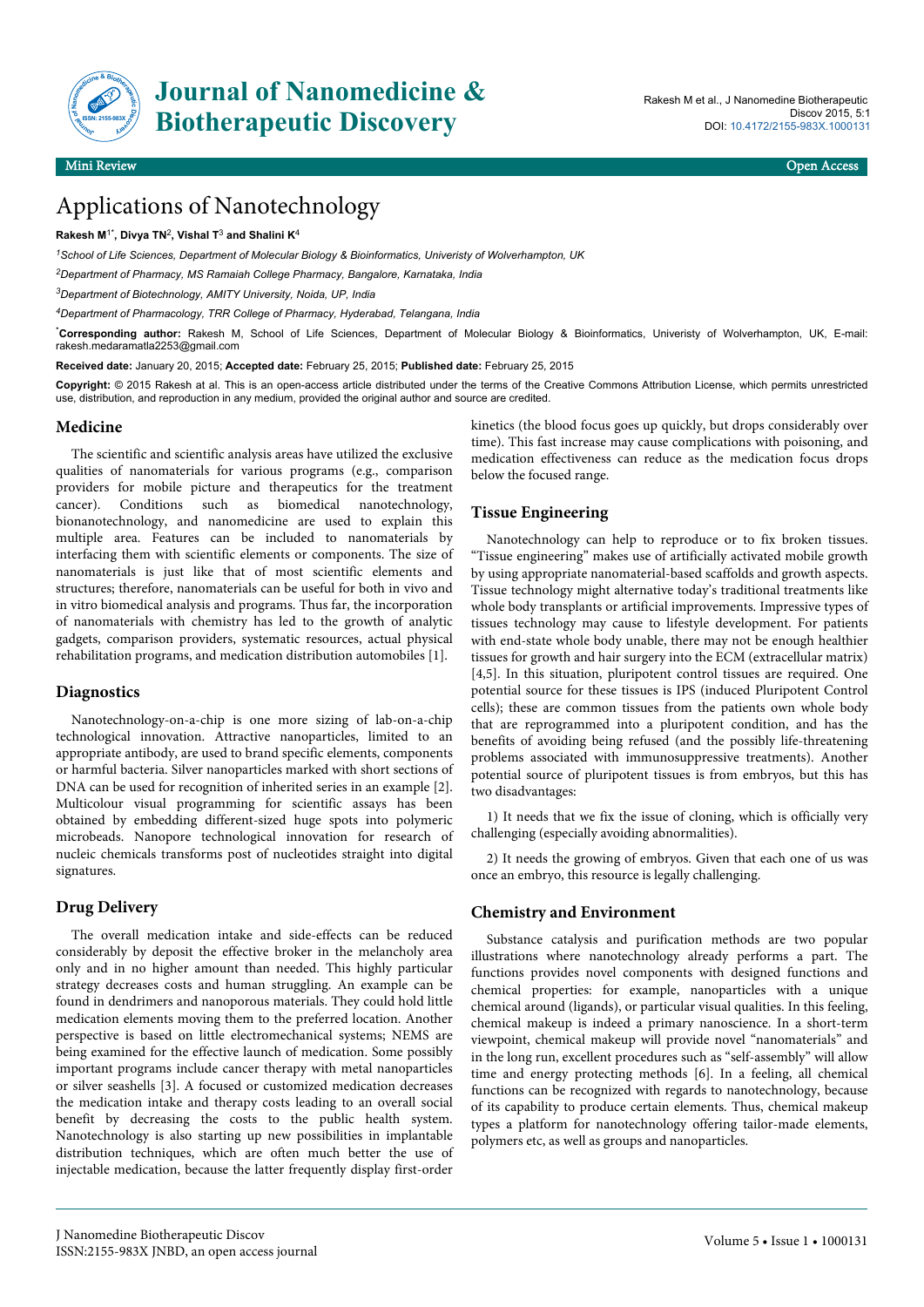Mini Review | Open Access

# Applications of Nanotechnology

**Rakesh M[1*], Divya TN[2], Vishal T[3] and Shalini K[4]**

*[1]School of Life Sciences, Department of Molecular Biology & Bioinformatics, Univeristy of Wolverhampton, UK*

*[2]Department of Pharmacy, MS Ramaiah College Pharmacy, Bangalore, Karnataka, India*

*[3]Department of Biotechnology, AMITY University, Noida, UP, India*

*[4]Department of Pharmacology, TRR College of Pharmacy, Hyderabad, Telangana, India*

**\*Corresponding author:** Rakesh M, School of Life Sciences, Department of Molecular Biology & Bioinformatics, Univeristy of Wolverhampton, UK, E-mail: rakesh.medaramatla2253@gmail.com

**Received date:** January 20, 2015; **Accepted date:** February 25, 2015; **Published date:** February 25, 2015

**Copyright:** © 2015 Rakesh at al. This is an open-access article distributed under the terms of the Creative Commons Attribution License, which permits unrestricted use, distribution, and reproduction in any medium, provided the original author and source are credited.

## Medicine

The scientific and scientific analysis areas have utilized the exclusive qualities of nanomaterials for various programs (e.g., comparison providers for mobile picture and therapeutics for the treatment cancer). Conditions such as biomedical nanotechnology, bionanotechnology, and nanomedicine are used to explain this multiple area. Features can be included to nanomaterials by interfacing them with scientific elements or components. The size of nanomaterials is just like that of most scientific elements and structures; therefore, nanomaterials can be useful for both in vivo and in vitro biomedical analysis and programs. Thus far, the incorporation of nanomaterials with chemistry has led to the growth of analytic gadgets, comparison providers, systematic resources, actual physical rehabilitation programs, and medication distribution automobiles [1].

## Diagnostics

Nanotechnology-on-a-chip is one more sizing of lab-on-a-chip technological innovation. Attractive nanoparticles, limited to an appropriate antibody, are used to brand specific elements, components or harmful bacteria. Silver nanoparticles marked with short sections of DNA can be used for recognition of inherited series in an example [2]. Multicolour visual programming for scientific assays has been obtained by embedding different-sized huge spots into polymeric microbeads. Nanopore technological innovation for research of nucleic chemicals transforms post of nucleotides straight into digital signatures.

## Drug Delivery

The overall medication intake and side-effects can be reduced considerably by deposit the effective broker in the melancholy area only and in no higher amount than needed. This highly particular strategy decreases costs and human struggling. An example can be found in dendrimers and nanoporous materials. They could hold little medication elements moving them to the preferred location. Another perspective is based on little electromechanical systems; NEMS are being examined for the effective launch of medication. Some possibly important programs include cancer therapy with metal nanoparticles or silver seashells [3]. A focused or customized medication decreases the medication intake and therapy costs leading to an overall social benefit by decreasing the costs to the public health system. Nanotechnology is also starting up new possibilities in implantable distribution techniques, which are often much better the use of injectable medication, because the latter frequently display first-order kinetics (the blood focus goes up quickly, but drops considerably over time). This fast increase may cause complications with poisoning, and medication effectiveness can reduce as the medication focus drops below the focused range.

## Tissue Engineering

Nanotechnology can help to reproduce or to fix broken tissues. "Tissue engineering" makes use of artificially activated mobile growth by using appropriate nanomaterial-based scaffolds and growth aspects. Tissue technology might alternative today's traditional treatments like whole body transplants or artificial improvements. Impressive types of tissues technology may cause to lifestyle development. For patients with end-state whole body unable, there may not be enough healthier tissues for growth and hair surgery into the ECM (extracellular matrix) [4,5]. In this situation, pluripotent control tissues are required. One potential source for these tissues is IPS (induced Pluripotent Control cells); these are common tissues from the patients own whole body that are reprogrammed into a pluripotent condition, and has the benefits of avoiding being refused (and the possibly life-threatening problems associated with immunosuppressive treatments). Another potential source of pluripotent tissues is from embryos, but this has two disadvantages:

1) It needs that we fix the issue of cloning, which is officially very challenging (especially avoiding abnormalities).

2) It needs the growing of embryos. Given that each one of us was once an embryo, this resource is legally challenging.

## Chemistry and Environment

Substance catalysis and purification methods are two popular illustrations where nanotechnology already performs a part. The functions provides novel components with designed functions and chemical properties: for example, nanoparticles with a unique chemical around (ligands), or particular visual qualities. In this feeling, chemical makeup is indeed a primary nanoscience. In a short-term viewpoint, chemical makeup will provide novel "nanomaterials" and in the long run, excellent procedures such as "self-assembly" will allow time and energy protecting methods [6]. In a feeling, all chemical functions can be recognized with regards to nanotechnology, because of its capability to produce certain elements. Thus, chemical makeup types a platform for nanotechnology offering tailor-made elements, polymers etc, as well as groups and nanoparticles.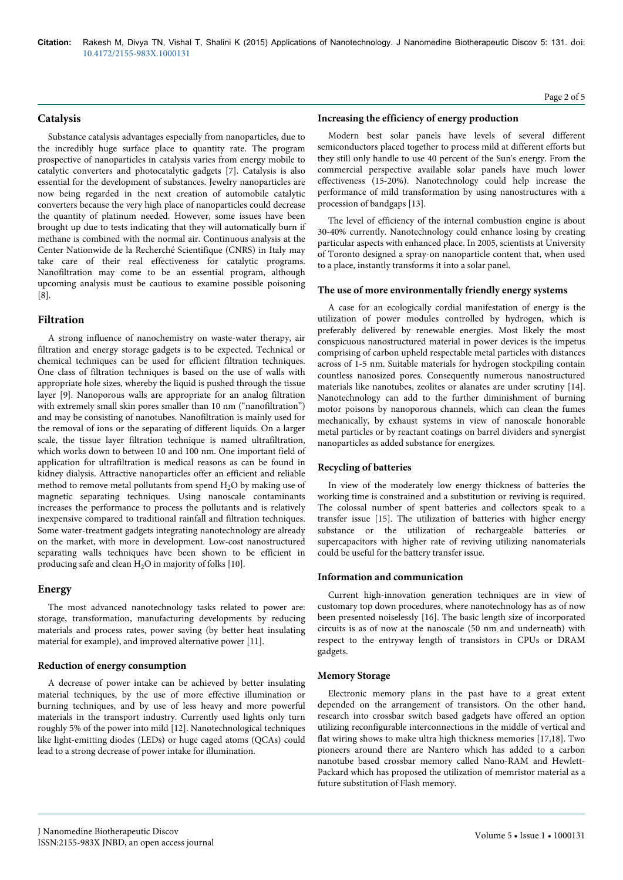## Catalysis

Substance catalysis advantages especially from nanoparticles, due to the incredibly huge surface place to quantity rate. The program prospective of nanoparticles in catalysis varies from energy mobile to catalytic converters and photocatalytic gadgets [7]. Catalysis is also essential for the development of substances. Jewelry nanoparticles are now being regarded in the next creation of automobile catalytic converters because the very high place of nanoparticles could decrease the quantity of platinum needed. However, some issues have been brought up due to tests indicating that they will automatically burn if methane is combined with the normal air. Continuous analysis at the Center Nationwide de la Recherché Scientifique (CNRS) in Italy may take care of their real effectiveness for catalytic programs. Nanofiltration may come to be an essential program, although upcoming analysis must be cautious to examine possible poisoning [8].

## Filtration

A strong influence of nanochemistry on waste-water therapy, air filtration and energy storage gadgets is to be expected. Technical or chemical techniques can be used for efficient filtration techniques. One class of filtration techniques is based on the use of walls with appropriate hole sizes, whereby the liquid is pushed through the tissue layer [9]. Nanoporous walls are appropriate for an analog filtration with extremely small skin pores smaller than 10 nm ("nanofiltration") and may be consisting of nanotubes. Nanofiltration is mainly used for the removal of ions or the separating of different liquids. On a larger scale, the tissue layer filtration technique is named ultrafiltration, which works down to between 10 and 100 nm. One important field of application for ultrafiltration is medical reasons as can be found in kidney dialysis. Attractive nanoparticles offer an efficient and reliable method to remove metal pollutants from spend $H_2O$ by making use of magnetic separating techniques. Using nanoscale contaminants increases the performance to process the pollutants and is relatively inexpensive compared to traditional rainfall and filtration techniques. Some water-treatment gadgets integrating nanotechnology are already on the market, with more in development. Low-cost nanostructured separating walls techniques have been shown to be efficient in producing safe and clean $H_2O$ in majority of folks [10].

## Energy

The most advanced nanotechnology tasks related to power are: storage, transformation, manufacturing developments by reducing materials and process rates, power saving (by better heat insulating material for example), and improved alternative power [11].

### Reduction of energy consumption

A decrease of power intake can be achieved by better insulating material techniques, by the use of more effective illumination or burning techniques, and by use of less heavy and more powerful materials in the transport industry. Currently used lights only turn roughly 5% of the power into mild [12]. Nanotechnological techniques like light-emitting diodes (LEDs) or huge caged atoms (QCAs) could lead to a strong decrease of power intake for illumination.

### Increasing the efficiency of energy production

Modern best solar panels have levels of several different semiconductors placed together to process mild at different efforts but they still only handle to use 40 percent of the Sun's energy. From the commercial perspective available solar panels have much lower effectiveness (15-20%). Nanotechnology could help increase the performance of mild transformation by using nanostructures with a procession of bandgaps [13].

The level of efficiency of the internal combustion engine is about 30-40% currently. Nanotechnology could enhance losing by creating particular aspects with enhanced place. In 2005, scientists at University of Toronto designed a spray-on nanoparticle content that, when used to a place, instantly transforms it into a solar panel.

### The use of more environmentally friendly energy systems

A case for an ecologically cordial manifestation of energy is the utilization of power modules controlled by hydrogen, which is preferably delivered by renewable energies. Most likely the most conspicuous nanostructured material in power devices is the impetus comprising of carbon upheld respectable metal particles with distances across of 1-5 nm. Suitable materials for hydrogen stockpiling contain countless nanosized pores. Consequently numerous nanostructured materials like nanotubes, zeolites or alanates are under scrutiny [14]. Nanotechnology can add to the further diminishment of burning motor poisons by nanoporous channels, which can clean the fumes mechanically, by exhaust systems in view of nanoscale honorable metal particles or by reactant coatings on barrel dividers and synergist nanoparticles as added substance for energizes.

### Recycling of batteries

In view of the moderately low energy thickness of batteries the working time is constrained and a substitution or reviving is required. The colossal number of spent batteries and collectors speak to a transfer issue [15]. The utilization of batteries with higher energy substance or the utilization of rechargeable batteries or supercapacitors with higher rate of reviving utilizing nanomaterials could be useful for the battery transfer issue.

### Information and communication

Current high-innovation generation techniques are in view of customary top down procedures, where nanotechnology has as of now been presented noiselessly [16]. The basic length size of incorporated circuits is as of now at the nanoscale (50 nm and underneath) with respect to the entryway length of transistors in CPUs or DRAM gadgets.

### Memory Storage

Electronic memory plans in the past have to a great extent depended on the arrangement of transistors. On the other hand, research into crossbar switch based gadgets have offered an option utilizing reconfigurable interconnections in the middle of vertical and flat wiring shows to make ultra high thickness memories [17,18]. Two pioneers around there are Nantero which has added to a carbon nanotube based crossbar memory called Nano-RAM and Hewlett-Packard which has proposed the utilization of memristor material as a future substitution of Flash memory.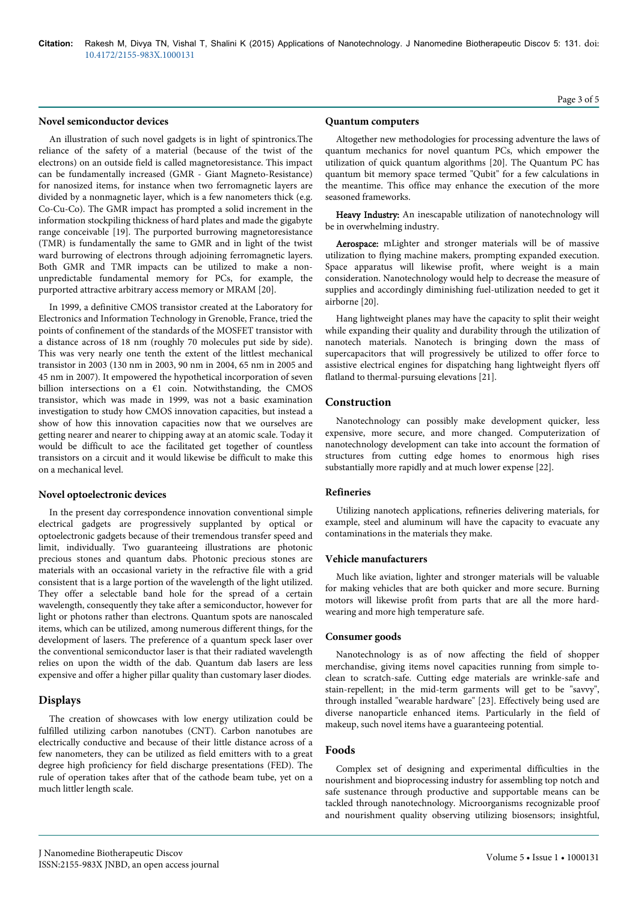### Novel semiconductor devices

An illustration of such novel gadgets is in light of spintronics.The reliance of the safety of a material (because of the twist of the electrons) on an outside field is called magnetoresistance. This impact can be fundamentally increased (GMR - Giant Magneto-Resistance) for nanosized items, for instance when two ferromagnetic layers are divided by a nonmagnetic layer, which is a few nanometers thick (e.g. Co-Cu-Co). The GMR impact has prompted a solid increment in the information stockpiling thickness of hard plates and made the gigabyte range conceivable [19]. The purported burrowing magnetoresistance (TMR) is fundamentally the same to GMR and in light of the twist ward burrowing of electrons through adjoining ferromagnetic layers. Both GMR and TMR impacts can be utilized to make a non-unpredictable fundamental memory for PCs, for example, the purported attractive arbitrary access memory or MRAM [20].

In 1999, a definitive CMOS transistor created at the Laboratory for Electronics and Information Technology in Grenoble, France, tried the points of confinement of the standards of the MOSFET transistor with a distance across of 18 nm (roughly 70 molecules put side by side). This was very nearly one tenth the extent of the littlest mechanical transistor in 2003 (130 nm in 2003, 90 nm in 2004, 65 nm in 2005 and 45 nm in 2007). It empowered the hypothetical incorporation of seven billion intersections on a €1 coin. Notwithstanding, the CMOS transistor, which was made in 1999, was not a basic examination investigation to study how CMOS innovation capacities, but instead a show of how this innovation capacities now that we ourselves are getting nearer and nearer to chipping away at an atomic scale. Today it would be difficult to ace the facilitated get together of countless transistors on a circuit and it would likewise be difficult to make this on a mechanical level.

### Novel optoelectronic devices

In the present day correspondence innovation conventional simple electrical gadgets are progressively supplanted by optical or optoelectronic gadgets because of their tremendous transfer speed and limit, individually. Two guaranteeing illustrations are photonic precious stones and quantum dabs. Photonic precious stones are materials with an occasional variety in the refractive file with a grid consistent that is a large portion of the wavelength of the light utilized. They offer a selectable band hole for the spread of a certain wavelength, consequently they take after a semiconductor, however for light or photons rather than electrons. Quantum spots are nanoscaled items, which can be utilized, among numerous different things, for the development of lasers. The preference of a quantum speck laser over the conventional semiconductor laser is that their radiated wavelength relies on upon the width of the dab. Quantum dab lasers are less expensive and offer a higher pillar quality than customary laser diodes.

## Displays

The creation of showcases with low energy utilization could be fulfilled utilizing carbon nanotubes (CNT). Carbon nanotubes are electrically conductive and because of their little distance across of a few nanometers, they can be utilized as field emitters with to a great degree high proficiency for field discharge presentations (FED). The rule of operation takes after that of the cathode beam tube, yet on a much littler length scale.

### Quantum computers

Altogether new methodologies for processing adventure the laws of quantum mechanics for novel quantum PCs, which empower the utilization of quick quantum algorithms [20]. The Quantum PC has quantum bit memory space termed "Qubit" for a few calculations in the meantime. This office may enhance the execution of the more seasoned frameworks.

**Heavy Industry:** An inescapable utilization of nanotechnology will be in overwhelming industry.

**Aerospace:** mLighter and stronger materials will be of massive utilization to flying machine makers, prompting expanded execution. Space apparatus will likewise profit, where weight is a main consideration. Nanotechnology would help to decrease the measure of supplies and accordingly diminishing fuel-utilization needed to get it airborne [20].

Hang lightweight planes may have the capacity to split their weight while expanding their quality and durability through the utilization of nanotech materials. Nanotech is bringing down the mass of supercapacitors that will progressively be utilized to offer force to assistive electrical engines for dispatching hang lightweight flyers off flatland to thermal-pursuing elevations [21].

## Construction

Nanotechnology can possibly make development quicker, less expensive, more secure, and more changed. Computerization of nanotechnology development can take into account the formation of structures from cutting edge homes to enormous high rises substantially more rapidly and at much lower expense [22].

### Refineries

Utilizing nanotech applications, refineries delivering materials, for example, steel and aluminum will have the capacity to evacuate any contaminations in the materials they make.

### Vehicle manufacturers

Much like aviation, lighter and stronger materials will be valuable for making vehicles that are both quicker and more secure. Burning motors will likewise profit from parts that are all the more hard-wearing and more high temperature safe.

### Consumer goods

Nanotechnology is as of now affecting the field of shopper merchandise, giving items novel capacities running from simple to-clean to scratch-safe. Cutting edge materials are wrinkle-safe and stain-repellent; in the mid-term garments will get to be "savvy", through installed "wearable hardware" [23]. Effectively being used are diverse nanoparticle enhanced items. Particularly in the field of makeup, such novel items have a guaranteeing potential.

## Foods

Complex set of designing and experimental difficulties in the nourishment and bioprocessing industry for assembling top notch and safe sustenance through productive and supportable means can be tackled through nanotechnology. Microorganisms recognizable proof and nourishment quality observing utilizing biosensors; insightful,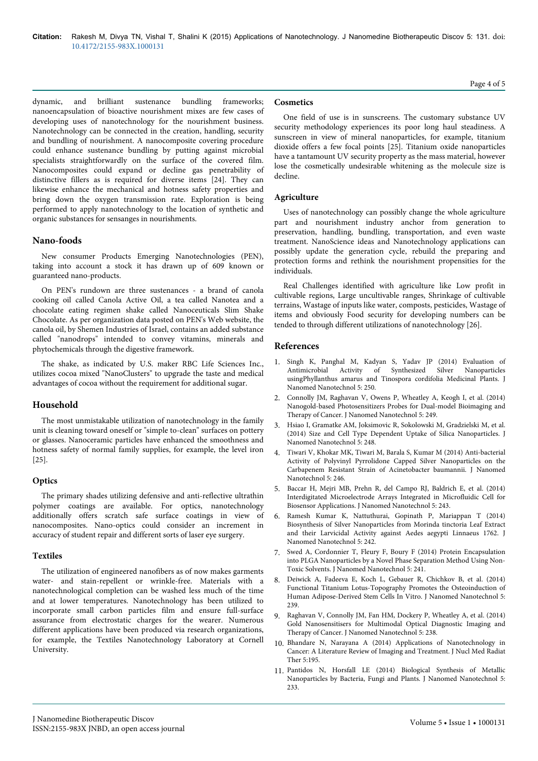dynamic, and brilliant sustenance bundling frameworks; nanoencapsulation of bioactive nourishment mixes are few cases of developing uses of nanotechnology for the nourishment business. Nanotechnology can be connected in the creation, handling, security and bundling of nourishment. A nanocomposite covering procedure could enhance sustenance bundling by putting against microbial specialists straightforwardly on the surface of the covered film. Nanocomposites could expand or decline gas penetrability of distinctive fillers as is required for diverse items [24]. They can likewise enhance the mechanical and hotness safety properties and bring down the oxygen transmission rate. Exploration is being performed to apply nanotechnology to the location of synthetic and organic substances for sensanges in nourishments.

## Nano-foods

New consumer Products Emerging Nanotechnologies (PEN), taking into account a stock it has drawn up of 609 known or guaranteed nano-products.

On PEN's rundown are three sustenances - a brand of canola cooking oil called Canola Active Oil, a tea called Nanotea and a chocolate eating regimen shake called Nanoceuticals Slim Shake Chocolate. As per organization data posted on PEN's Web website, the canola oil, by Shemen Industries of Israel, contains an added substance called "nanodrops" intended to convey vitamins, minerals and phytochemicals through the digestive framework.

The shake, as indicated by U.S. maker RBC Life Sciences Inc., utilizes cocoa mixed "NanoClusters" to upgrade the taste and medical advantages of cocoa without the requirement for additional sugar.

## Household

The most unmistakable utilization of nanotechnology in the family unit is cleaning toward oneself or "simple to-clean" surfaces on pottery or glasses. Nanoceramic particles have enhanced the smoothness and hotness safety of normal family supplies, for example, the level iron [25].

### Optics

The primary shades utilizing defensive and anti-reflective ultrathin polymer coatings are available. For optics, nanotechnology additionally offers scratch safe surface coatings in view of nanocomposites. Nano-optics could consider an increment in accuracy of student repair and different sorts of laser eye surgery.

### Textiles

The utilization of engineered nanofibers as of now makes garments water- and stain-repellent or wrinkle-free. Materials with a nanotechnological completion can be washed less much of the time and at lower temperatures. Nanotechnology has been utilized to incorporate small carbon particles film and ensure full-surface assurance from electrostatic charges for the wearer. Numerous different applications have been produced via research organizations, for example, the Textiles Nanotechnology Laboratory at Cornell University.

### Cosmetics

One field of use is in sunscreens. The customary substance UV security methodology experiences its poor long haul steadiness. A sunscreen in view of mineral nanoparticles, for example, titanium dioxide offers a few focal points [25]. Titanium oxide nanoparticles have a tantamount UV security property as the mass material, however lose the cosmetically undesirable whitening as the molecule size is decline.

## Agriculture

Uses of nanotechnology can possibly change the whole agriculture part and nourishment industry anchor from generation to preservation, handling, bundling, transportation, and even waste treatment. NanoScience ideas and Nanotechnology applications can possibly update the generation cycle, rebuild the preparing and protection forms and rethink the nourishment propensities for the individuals.

Real Challenges identified with agriculture like Low profit in cultivable regions, Large uncultivable ranges, Shrinkage of cultivable terrains, Wastage of inputs like water, composts, pesticides, Wastage of items and obviously Food security for developing numbers can be tended to through different utilizations of nanotechnology [26].

## References

1. Singh K, Panghal M, Kadyan S, Yadav JP (2014) Evaluation of Antimicrobial Activity of Synthesized Silver Nanoparticles usingPhyllanthus amarus and Tinospora cordifolia Medicinal Plants. J Nanomed Nanotechnol 5: 250.
2. Connolly JM, Raghavan V, Owens P, Wheatley A, Keogh I, et al. (2014) Nanogold-based Photosensitizers Probes for Dual-model Bioimaging and Therapy of Cancer. J Nanomed Nanotechnol 5: 249.
3. Hsiao I, Gramatke AM, Joksimovic R, Sokolowski M, Gradzielski M, et al. (2014) Size and Cell Type Dependent Uptake of Silica Nanoparticles. J Nanomed Nanotechnol 5: 248.
4. Tiwari V, Khokar MK, Tiwari M, Barala S, Kumar M (2014) Anti-bacterial Activity of Polyvinyl Pyrrolidone Capped Silver Nanoparticles on the Carbapenem Resistant Strain of Acinetobacter baumannii. J Nanomed Nanotechnol 5: 246.
5. Baccar H, Mejri MB, Prehn R, del Campo RJ, Baldrich E, et al. (2014) Interdigitated Microelectrode Arrays Integrated in Microfluidic Cell for Biosensor Applications. J Nanomed Nanotechnol 5: 243.
6. Ramesh Kumar K, Nattuthurai, Gopinath P, Mariappan T (2014) Biosynthesis of Silver Nanoparticles from Morinda tinctoria Leaf Extract and their Larvicidal Activity against Aedes aegypti Linnaeus 1762. J Nanomed Nanotechnol 5: 242.
7. Swed A, Cordonnier T, Fleury F, Boury F (2014) Protein Encapsulation into PLGA Nanoparticles by a Novel Phase Separation Method Using Non-Toxic Solvents. J Nanomed Nanotechnol 5: 241.
8. Deiwick A, Fadeeva E, Koch L, Gebauer R, Chichkov B, et al. (2014) Functional Titanium Lotus-Topography Promotes the Osteoinduction of Human Adipose-Derived Stem Cells In Vitro. J Nanomed Nanotechnol 5: 239.
9. Raghavan V, Connolly JM, Fan HM, Dockery P, Wheatley A, et al. (2014) Gold Nanosensitisers for Multimodal Optical Diagnostic Imaging and Therapy of Cancer. J Nanomed Nanotechnol 5: 238.
10. Bhandare N, Narayana A (2014) Applications of Nanotechnology in Cancer: A Literature Review of Imaging and Treatment. J Nucl Med Radiat Ther 5:195.
11. Pantidos N, Horsfall LE (2014) Biological Synthesis of Metallic Nanoparticles by Bacteria, Fungi and Plants. J Nanomed Nanotechnol 5: 233.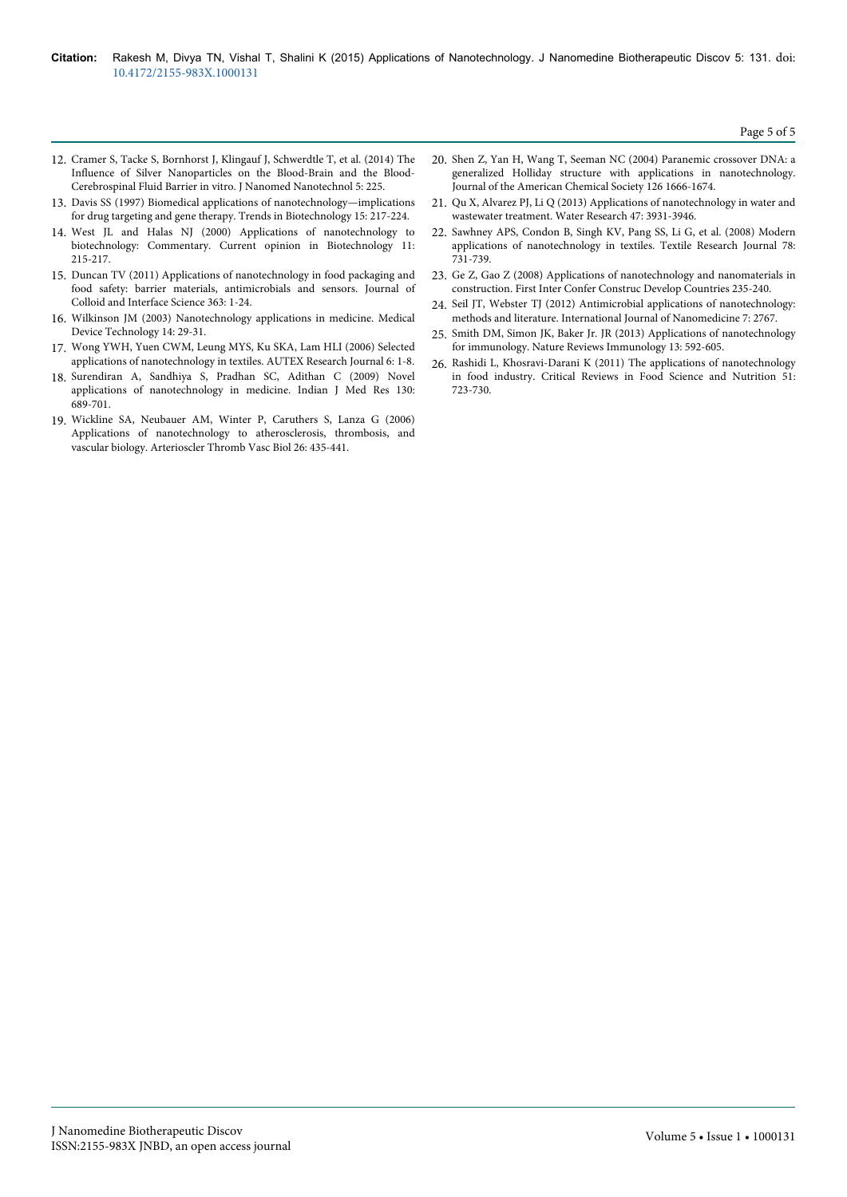12. Cramer S, Tacke S, Bornhorst J, Klingauf J, Schwerdtle T, et al. (2014) The Influence of Silver Nanoparticles on the Blood-Brain and the Blood-Cerebrospinal Fluid Barrier in vitro. J Nanomed Nanotechnol 5: 225.
13. Davis SS (1997) Biomedical applications of nanotechnology—implications for drug targeting and gene therapy. Trends in Biotechnology 15: 217-224.
14. West JL and Halas NJ (2000) Applications of nanotechnology to biotechnology: Commentary. Current opinion in Biotechnology 11: 215-217.
15. Duncan TV (2011) Applications of nanotechnology in food packaging and food safety: barrier materials, antimicrobials and sensors. Journal of Colloid and Interface Science 363: 1-24.
16. Wilkinson JM (2003) Nanotechnology applications in medicine. Medical Device Technology 14: 29-31.
17. Wong YWH, Yuen CWM, Leung MYS, Ku SKA, Lam HLI (2006) Selected applications of nanotechnology in textiles. AUTEX Research Journal 6: 1-8.
18. Surendiran A, Sandhiya S, Pradhan SC, Adithan C (2009) Novel applications of nanotechnology in medicine. Indian J Med Res 130: 689-701.
19. Wickline SA, Neubauer AM, Winter P, Caruthers S, Lanza G (2006) Applications of nanotechnology to atherosclerosis, thrombosis, and vascular biology. Arterioscler Thromb Vasc Biol 26: 435-441.
20. Shen Z, Yan H, Wang T, Seeman NC (2004) Paranemic crossover DNA: a generalized Holliday structure with applications in nanotechnology. Journal of the American Chemical Society 126 1666-1674.
21. Qu X, Alvarez PJ, Li Q (2013) Applications of nanotechnology in water and wastewater treatment. Water Research 47: 3931-3946.
22. Sawhney APS, Condon B, Singh KV, Pang SS, Li G, et al. (2008) Modern applications of nanotechnology in textiles. Textile Research Journal 78: 731-739.
23. Ge Z, Gao Z (2008) Applications of nanotechnology and nanomaterials in construction. First Inter Confer Construc Develop Countries 235-240.
24. Seil JT, Webster TJ (2012) Antimicrobial applications of nanotechnology: methods and literature. International Journal of Nanomedicine 7: 2767.
25. Smith DM, Simon JK, Baker Jr. JR (2013) Applications of nanotechnology for immunology. Nature Reviews Immunology 13: 592-605.
26. Rashidi L, Khosravi-Darani K (2011) The applications of nanotechnology in food industry. Critical Reviews in Food Science and Nutrition 51: 723-730.